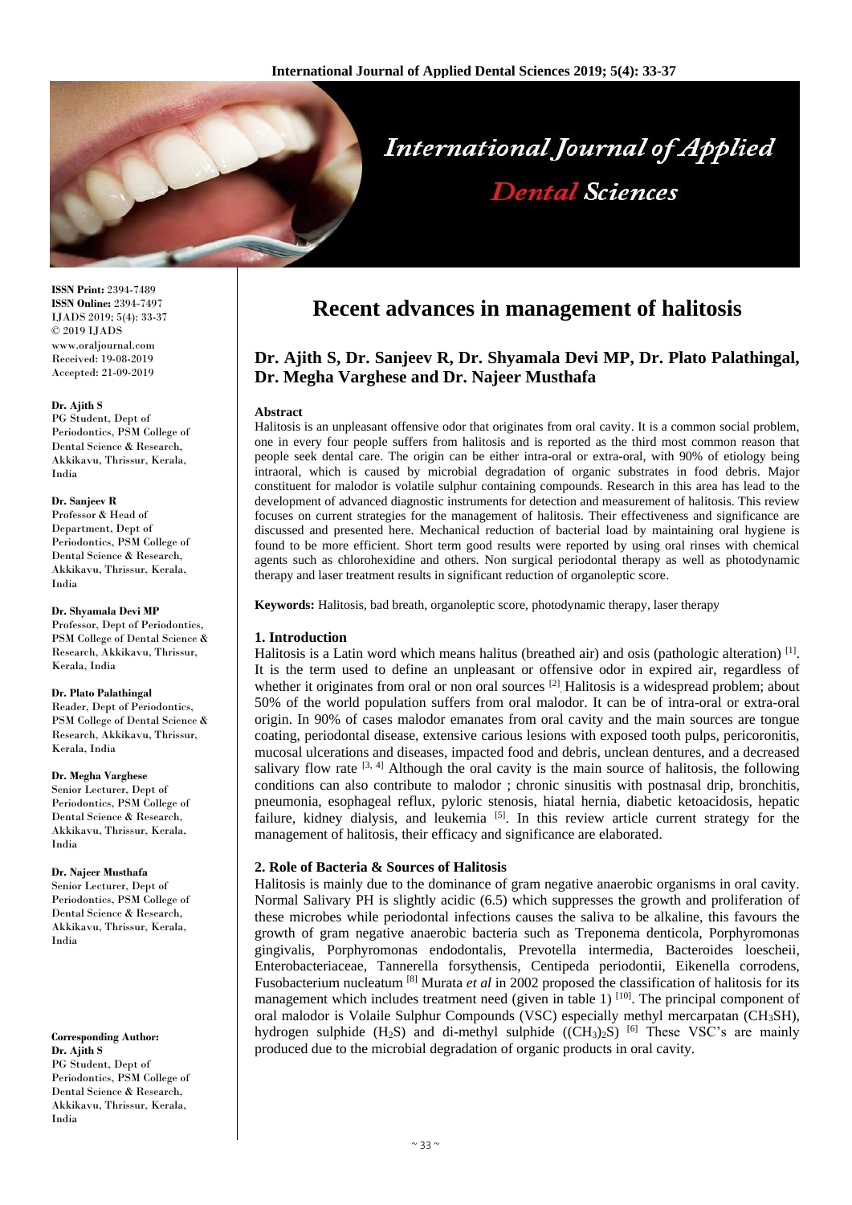# Recent advances in management of halitosis

## Dr. Ajith S, Dr. Sanjeev R, Dr. Shyamala Devi MP, Dr. Plato Palathingal, Dr. Megha Varghese and Dr. Najeer Musthafa

**ISSN Print:** 2394-7489
**ISSN Online:** 2394-7497
IJADS 2019; 5(4): 33-37
© 2019 IJADS
www.oraljournal.com
Received: 19-08-2019
Accepted: 21-09-2019

**Dr. Ajith S**
PG Student, Dept of Periodontics, PSM College of Dental Science & Research, Akkikavu, Thrissur, Kerala, India

**Dr. Sanjeev R**
Professor & Head of Department, Dept of Periodontics, PSM College of Dental Science & Research, Akkikavu, Thrissur, Kerala, India

**Dr. Shyamala Devi MP**
Professor, Dept of Periodontics, PSM College of Dental Science & Research, Akkikavu, Thrissur, Kerala, India

**Dr. Plato Palathingal**
Reader, Dept of Periodontics, PSM College of Dental Science & Research, Akkikavu, Thrissur, Kerala, India

**Dr. Megha Varghese**
Senior Lecturer, Dept of Periodontics, PSM College of Dental Science & Research, Akkikavu, Thrissur, Kerala, India

**Dr. Najeer Musthafa**
Senior Lecturer, Dept of Periodontics, PSM College of Dental Science & Research, Akkikavu, Thrissur, Kerala, India

**Corresponding Author:**
**Dr. Ajith S**
PG Student, Dept of Periodontics, PSM College of Dental Science & Research, Akkikavu, Thrissur, Kerala, India

**Abstract**

Halitosis is an unpleasant offensive odor that originates from oral cavity. It is a common social problem, one in every four people suffers from halitosis and is reported as the third most common reason that people seek dental care. The origin can be either intra-oral or extra-oral, with 90% of etiology being intraoral, which is caused by microbial degradation of organic substrates in food debris. Major constituent for malodor is volatile sulphur containing compounds. Research in this area has lead to the development of advanced diagnostic instruments for detection and measurement of halitosis. This review focuses on current strategies for the management of halitosis. Their effectiveness and significance are discussed and presented here. Mechanical reduction of bacterial load by maintaining oral hygiene is found to be more efficient. Short term good results were reported by using oral rinses with chemical agents such as chlorohexidine and others. Non surgical periodontal therapy as well as photodynamic therapy and laser treatment results in significant reduction of organoleptic score.

**Keywords:** Halitosis, bad breath, organoleptic score, photodynamic therapy, laser therapy

### 1. Introduction

Halitosis is a Latin word which means halitus (breathed air) and osis (pathologic alteration) [1]. It is the term used to define an unpleasant or offensive odor in expired air, regardless of whether it originates from oral or non oral sources [2]. Halitosis is a widespread problem; about 50% of the world population suffers from oral malodor. It can be of intra-oral or extra-oral origin. In 90% of cases malodor emanates from oral cavity and the main sources are tongue coating, periodontal disease, extensive carious lesions with exposed tooth pulps, pericoronitis, mucosal ulcerations and diseases, impacted food and debris, unclean dentures, and a decreased salivary flow rate [3, 4] Although the oral cavity is the main source of halitosis, the following conditions can also contribute to malodor ; chronic sinusitis with postnasal drip, bronchitis, pneumonia, esophageal reflux, pyloric stenosis, hiatal hernia, diabetic ketoacidosis, hepatic failure, kidney dialysis, and leukemia [5]. In this review article current strategy for the management of halitosis, their efficacy and significance are elaborated.

### 2. Role of Bacteria & Sources of Halitosis

Halitosis is mainly due to the dominance of gram negative anaerobic organisms in oral cavity. Normal Salivary PH is slightly acidic (6.5) which suppresses the growth and proliferation of these microbes while periodontal infections causes the saliva to be alkaline, this favours the growth of gram negative anaerobic bacteria such as Treponema denticola, Porphyromonas gingivalis, Porphyromonas endodontalis, Prevotella intermedia, Bacteroides loescheii, Enterobacteriaceae, Tannerella forsythensis, Centipeda periodontii, Eikenella corrodens, Fusobacterium nucleatum [8] Murata *et al* in 2002 proposed the classification of halitosis for its management which includes treatment need (given in table 1) [10]. The principal component of oral malodor is Volaile Sulphur Compounds (VSC) especially methyl mercarpatan ($CH_3SH$), hydrogen sulphide ($H_2S$) and di-methyl sulphide ($(CH_3)_2S$) [6] These VSC's are mainly produced due to the microbial degradation of organic products in oral cavity.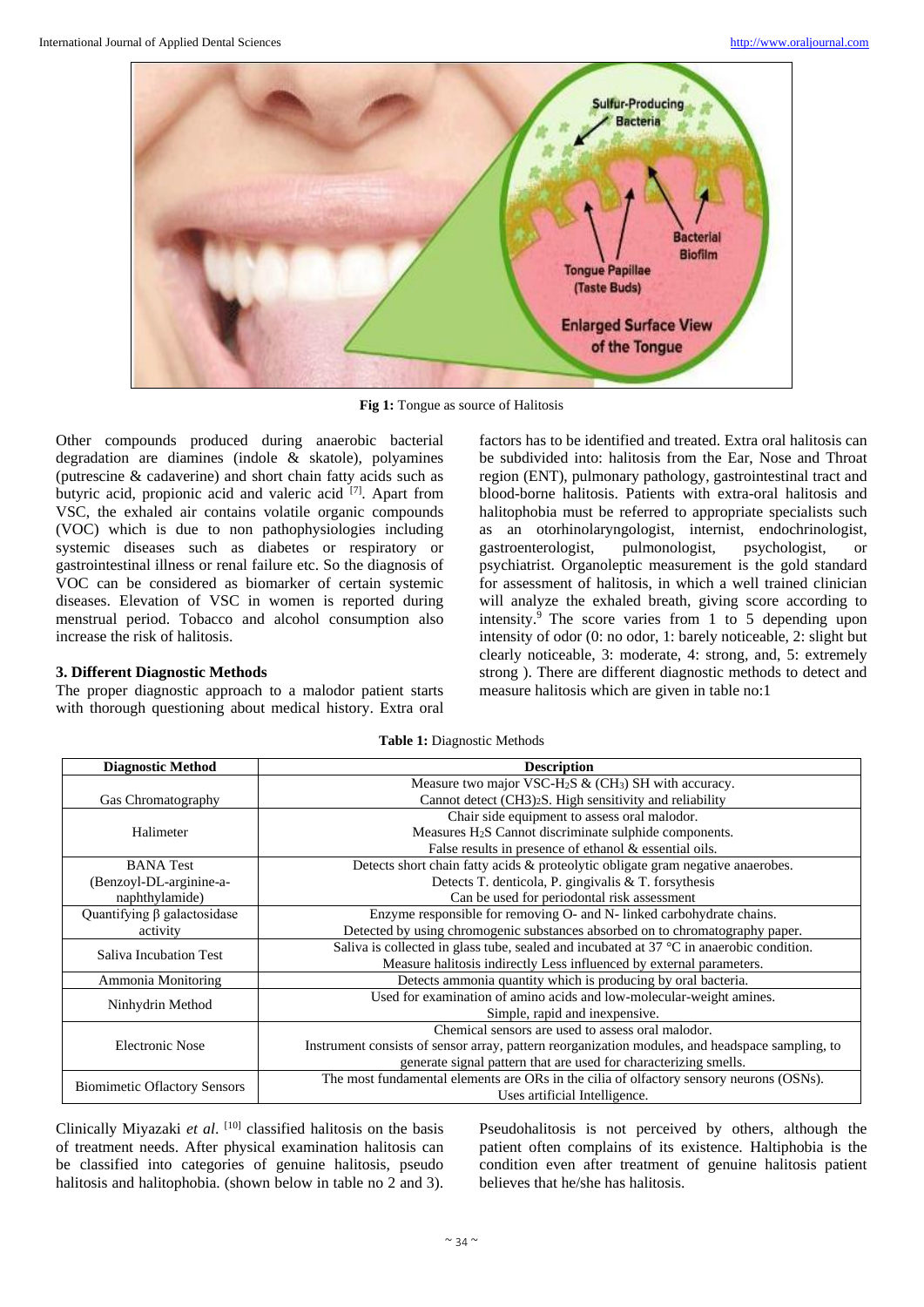Fig 1: Tongue as source of Halitosis

Other compounds produced during anaerobic bacterial degradation are diamines (indole & skatole), polyamines (putrescine & cadaverine) and short chain fatty acids such as butyric acid, propionic acid and valeric acid [7]. Apart from VSC, the exhaled air contains volatile organic compounds (VOC) which is due to non pathophysiologies including systemic diseases such as diabetes or respiratory or gastrointestinal illness or renal failure etc. So the diagnosis of VOC can be considered as biomarker of certain systemic diseases. Elevation of VSC in women is reported during menstrual period. Tobacco and alcohol consumption also increase the risk of halitosis.

### 3. Different Diagnostic Methods

The proper diagnostic approach to a malodor patient starts with thorough questioning about medical history. Extra oral factors has to be identified and treated. Extra oral halitosis can be subdivided into: halitosis from the Ear, Nose and Throat region (ENT), pulmonary pathology, gastrointestinal tract and blood-borne halitosis. Patients with extra-oral halitosis and halitophobia must be referred to appropriate specialists such as an otorhinolaryngologist, internist, endochrinologist, gastroenterologist, pulmonologist, psychologist, or psychiatrist. Organoleptic measurement is the gold standard for assessment of halitosis, in which a well trained clinician will analyze the exhaled breath, giving score according to intensity.[9] The score varies from 1 to 5 depending upon intensity of odor (0: no odor, 1: barely noticeable, 2: slight but clearly noticeable, 3: moderate, 4: strong, and, 5: extremely strong ). There are different diagnostic methods to detect and measure halitosis which are given in table no:1

**Table 1:** Diagnostic Methods

| Diagnostic Method | Description |
|---|---|
| Gas Chromatography | Measure two major VSC-$H_2S$ & $(CH_3)$ SH with accuracy. Cannot detect $(CH3)_2S$. High sensitivity and reliability |
| Halimeter | Chair side equipment to assess oral malodor. Measures $H_2S$ Cannot discriminate sulphide components. False results in presence of ethanol & essential oils. |
| BANA Test (Benzoyl-DL-arginine-a-naphthylamide) | Detects short chain fatty acids & proteolytic obligate gram negative anaerobes. Detects T. denticola, P. gingivalis & T. forsythesis Can be used for periodontal risk assessment |
| Quantifying β galactosidase activity | Enzyme responsible for removing O- and N- linked carbohydrate chains. Detected by using chromogenic substances absorbed on to chromatography paper. |
| Saliva Incubation Test | Saliva is collected in glass tube, sealed and incubated at 37 °C in anaerobic condition. Measure halitosis indirectly Less influenced by external parameters. |
| Ammonia Monitoring | Detects ammonia quantity which is producing by oral bacteria. |
| Ninhydrin Method | Used for examination of amino acids and low-molecular-weight amines. Simple, rapid and inexpensive. |
| Electronic Nose | Chemical sensors are used to assess oral malodor. Instrument consists of sensor array, pattern reorganization modules, and headspace sampling, to generate signal pattern that are used for characterizing smells. |
| Biomimetic Oflactory Sensors | The most fundamental elements are ORs in the cilia of olfactory sensory neurons (OSNs). Uses artificial Intelligence. |

Clinically Miyazaki *et al*. [10] classified halitosis on the basis of treatment needs. After physical examination halitosis can be classified into categories of genuine halitosis, pseudo halitosis and halitophobia. (shown below in table no 2 and 3). Pseudohalitosis is not perceived by others, although the patient often complains of its existence. Haltiphobia is the condition even after treatment of genuine halitosis patient believes that he/she has halitosis.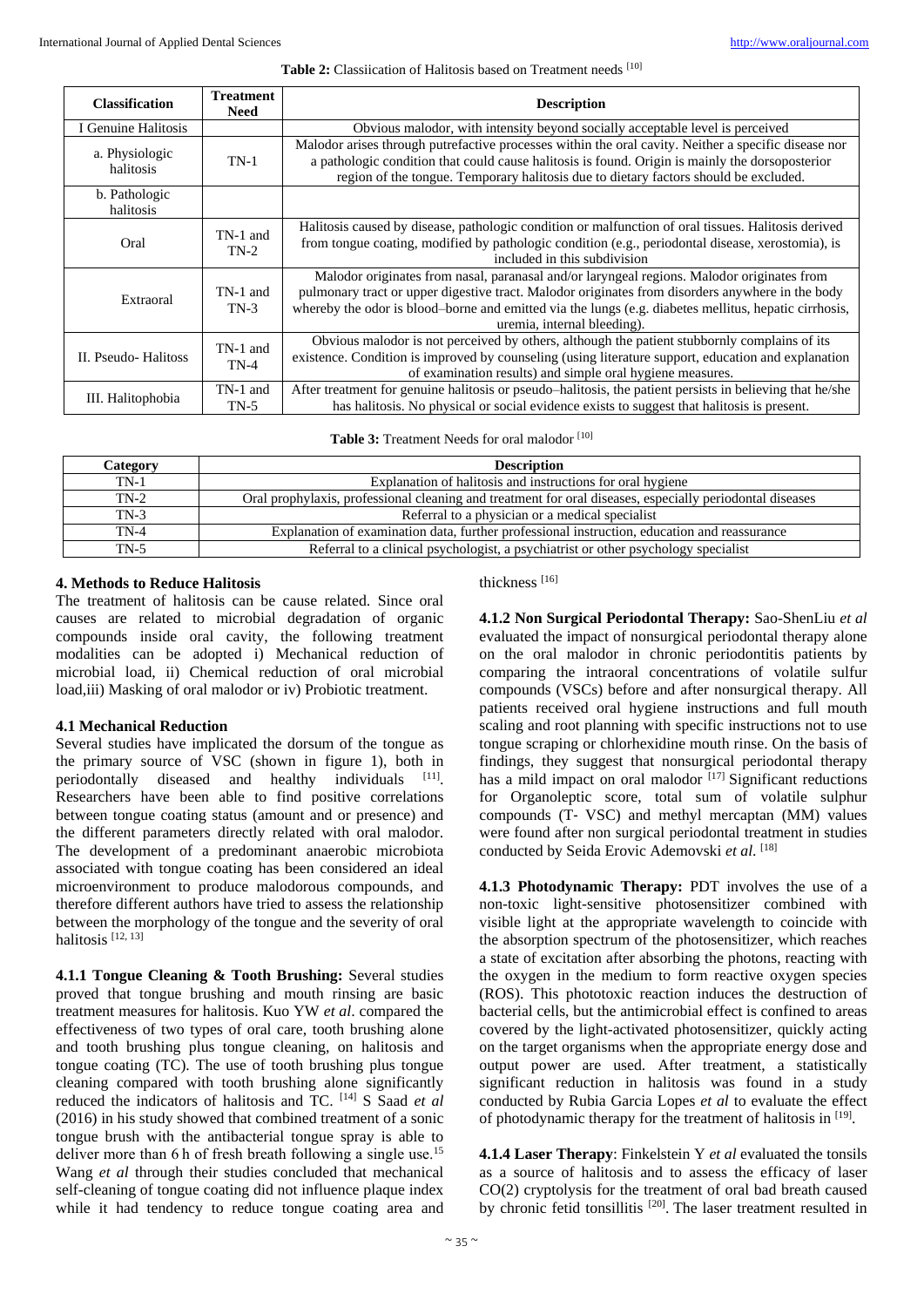**Table 2:** Classiication of Halitosis based on Treatment needs [10]

| Classification | Treatment Need | Description |
|---|---|---|
| I Genuine Halitosis | | Obvious malodor, with intensity beyond socially acceptable level is perceived |
| a. Physiologic halitosis | TN-1 | Malodor arises through putrefactive processes within the oral cavity. Neither a specific disease nor a pathologic condition that could cause halitosis is found. Origin is mainly the dorsoposterior region of the tongue. Temporary halitosis due to dietary factors should be excluded. |
| b. Pathologic halitosis | | |
| Oral | TN-1 and TN-2 | Halitosis caused by disease, pathologic condition or malfunction of oral tissues. Halitosis derived from tongue coating, modified by pathologic condition (e.g., periodontal disease, xerostomia), is included in this subdivision |
| Extraoral | TN-1 and TN-3 | Malodor originates from nasal, paranasal and/or laryngeal regions. Malodor originates from pulmonary tract or upper digestive tract. Malodor originates from disorders anywhere in the body whereby the odor is blood–borne and emitted via the lungs (e.g. diabetes mellitus, hepatic cirrhosis, uremia, internal bleeding). |
| II. Pseudo- Halitoss | TN-1 and TN-4 | Obvious malodor is not perceived by others, although the patient stubbornly complains of its existence. Condition is improved by counseling (using literature support, education and explanation of examination results) and simple oral hygiene measures. |
| III. Halitophobia | TN-1 and TN-5 | After treatment for genuine halitosis or pseudo–halitosis, the patient persists in believing that he/she has halitosis. No physical or social evidence exists to suggest that halitosis is present. |

**Table 3:** Treatment Needs for oral malodor [10]

| Category | Description |
|---|---|
| TN-1 | Explanation of halitosis and instructions for oral hygiene |
| TN-2 | Oral prophylaxis, professional cleaning and treatment for oral diseases, especially periodontal diseases |
| TN-3 | Referral to a physician or a medical specialist |
| TN-4 | Explanation of examination data, further professional instruction, education and reassurance |
| TN-5 | Referral to a clinical psychologist, a psychiatrist or other psychology specialist |

## 4. Methods to Reduce Halitosis

The treatment of halitosis can be cause related. Since oral causes are related to microbial degradation of organic compounds inside oral cavity, the following treatment modalities can be adopted i) Mechanical reduction of microbial load, ii) Chemical reduction of oral microbial load,iii) Masking of oral malodor or iv) Probiotic treatment.

### 4.1 Mechanical Reduction

Several studies have implicated the dorsum of the tongue as the primary source of VSC (shown in figure 1), both in periodontally diseased and healthy individuals [11]. Researchers have been able to find positive correlations between tongue coating status (amount and or presence) and the different parameters directly related with oral malodor. The development of a predominant anaerobic microbiota associated with tongue coating has been considered an ideal microenvironment to produce malodorous compounds, and therefore different authors have tried to assess the relationship between the morphology of the tongue and the severity of oral halitosis [12, 13]

**4.1.1 Tongue Cleaning & Tooth Brushing:** Several studies proved that tongue brushing and mouth rinsing are basic treatment measures for halitosis. Kuo YW *et al*. compared the effectiveness of two types of oral care, tooth brushing alone and tooth brushing plus tongue cleaning, on halitosis and tongue coating (TC). The use of tooth brushing plus tongue cleaning compared with tooth brushing alone significantly reduced the indicators of halitosis and TC. [14] S Saad *et al* (2016) in his study showed that combined treatment of a sonic tongue brush with the antibacterial tongue spray is able to deliver more than 6 h of fresh breath following a single use.[15] Wang *et al* through their studies concluded that mechanical self-cleaning of tongue coating did not influence plaque index while it had tendency to reduce tongue coating area and thickness [16]

**4.1.2 Non Surgical Periodontal Therapy:** Sao-ShenLiu *et al* evaluated the impact of nonsurgical periodontal therapy alone on the oral malodor in chronic periodontitis patients by comparing the intraoral concentrations of volatile sulfur compounds (VSCs) before and after nonsurgical therapy. All patients received oral hygiene instructions and full mouth scaling and root planning with specific instructions not to use tongue scraping or chlorhexidine mouth rinse. On the basis of findings, they suggest that nonsurgical periodontal therapy has a mild impact on oral malodor [17] Significant reductions for Organoleptic score, total sum of volatile sulphur compounds (T- VSC) and methyl mercaptan (MM) values were found after non surgical periodontal treatment in studies conducted by Seida Erovic Ademovski *et al*. [18]

**4.1.3 Photodynamic Therapy:** PDT involves the use of a non-toxic light-sensitive photosensitizer combined with visible light at the appropriate wavelength to coincide with the absorption spectrum of the photosensitizer, which reaches a state of excitation after absorbing the photons, reacting with the oxygen in the medium to form reactive oxygen species (ROS). This phototoxic reaction induces the destruction of bacterial cells, but the antimicrobial effect is confined to areas covered by the light-activated photosensitizer, quickly acting on the target organisms when the appropriate energy dose and output power are used. After treatment, a statistically significant reduction in halitosis was found in a study conducted by Rubia Garcia Lopes *et al* to evaluate the effect of photodynamic therapy for the treatment of halitosis in [19].

**4.1.4 Laser Therapy**: Finkelstein Y *et al* evaluated the tonsils as a source of halitosis and to assess the efficacy of laser $CO(2)$ cryptolysis for the treatment of oral bad breath caused by chronic fetid tonsillitis [20]. The laser treatment resulted in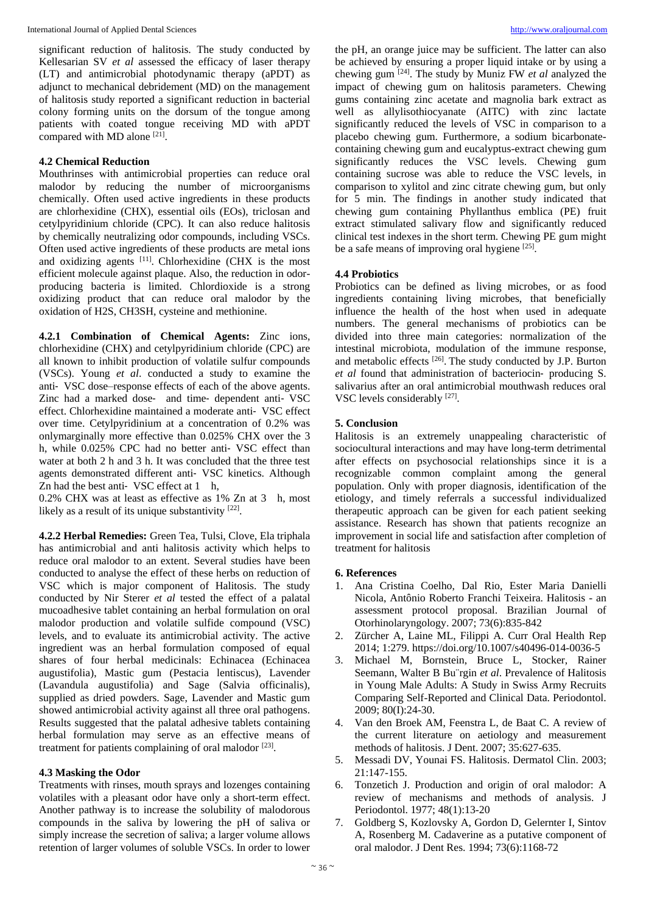significant reduction of halitosis. The study conducted by Kellesarian SV *et al* assessed the efficacy of laser therapy (LT) and antimicrobial photodynamic therapy (aPDT) as adjunct to mechanical debridement (MD) on the management of halitosis study reported a significant reduction in bacterial colony forming units on the dorsum of the tongue among patients with coated tongue receiving MD with aPDT compared with MD alone [21].

### 4.2 Chemical Reduction

Mouthrinses with antimicrobial properties can reduce oral malodor by reducing the number of microorganisms chemically. Often used active ingredients in these products are chlorhexidine (CHX), essential oils (EOs), triclosan and cetylpyridinium chloride (CPC). It can also reduce halitosis by chemically neutralizing odor compounds, including VSCs. Often used active ingredients of these products are metal ions and oxidizing agents [11]. Chlorhexidine (CHX is the most efficient molecule against plaque. Also, the reduction in odor-producing bacteria is limited. Chlordioxide is a strong oxidizing product that can reduce oral malodor by the oxidation of $H_2S$, $CH_3SH$, cysteine and methionine.

**4.2.1 Combination of Chemical Agents:** Zinc ions, chlorhexidine (CHX) and cetylpyridinium chloride (CPC) are all known to inhibit production of volatile sulfur compounds (VSCs). Young *et al*. conducted a study to examine the anti‐ VSC dose–response effects of each of the above agents. Zinc had a marked dose‐ and time‐ dependent anti‐ VSC effect. Chlorhexidine maintained a moderate anti‐ VSC effect over time. Cetylpyridinium at a concentration of 0.2% was onlymarginally more effective than 0.025% CHX over the 3 h, while 0.025% CPC had no better anti‐ VSC effect than water at both 2 h and 3 h. It was concluded that the three test agents demonstrated different anti‐ VSC kinetics. Although Zn had the best anti‐ VSC effect at 1 h,

0.2% CHX was at least as effective as 1% Zn at 3 h, most likely as a result of its unique substantivity [22].

**4.2.2 Herbal Remedies:** Green Tea, Tulsi, Clove, Ela triphala has antimicrobial and anti halitosis activity which helps to reduce oral malodor to an extent. Several studies have been conducted to analyse the effect of these herbs on reduction of VSC which is major component of Halitosis. The study conducted by Nir Sterer *et al* tested the effect of a palatal mucoadhesive tablet containing an herbal formulation on oral malodor production and volatile sulfide compound (VSC) levels, and to evaluate its antimicrobial activity. The active ingredient was an herbal formulation composed of equal shares of four herbal medicinals: Echinacea (Echinacea augustifolia), Mastic gum (Pestacia lentiscus), Lavender (Lavandula augustifolia) and Sage (Salvia officinalis), supplied as dried powders. Sage, Lavender and Mastic gum showed antimicrobial activity against all three oral pathogens. Results suggested that the palatal adhesive tablets containing herbal formulation may serve as an effective means of treatment for patients complaining of oral malodor [23].

### 4.3 Masking the Odor

Treatments with rinses, mouth sprays and lozenges containing volatiles with a pleasant odor have only a short-term effect. Another pathway is to increase the solubility of malodorous compounds in the saliva by lowering the pH of saliva or simply increase the secretion of saliva; a larger volume allows retention of larger volumes of soluble VSCs. In order to lower the pH, an orange juice may be sufficient. The latter can also be achieved by ensuring a proper liquid intake or by using a chewing gum [24]. The study by Muniz FW *et al* analyzed the impact of chewing gum on halitosis parameters. Chewing gums containing zinc acetate and magnolia bark extract as well as allylisothiocyanate (AITC) with zinc lactate significantly reduced the levels of VSC in comparison to a placebo chewing gum. Furthermore, a sodium bicarbonate-containing chewing gum and eucalyptus-extract chewing gum significantly reduces the VSC levels. Chewing gum containing sucrose was able to reduce the VSC levels, in comparison to xylitol and zinc citrate chewing gum, but only for 5 min. The findings in another study indicated that chewing gum containing Phyllanthus emblica (PE) fruit extract stimulated salivary flow and significantly reduced clinical test indexes in the short term. Chewing PE gum might be a safe means of improving oral hygiene [25].

### 4.4 Probiotics

Probiotics can be defined as living microbes, or as food ingredients containing living microbes, that beneficially influence the health of the host when used in adequate numbers. The general mechanisms of probiotics can be divided into three main categories: normalization of the intestinal microbiota, modulation of the immune response, and metabolic effects [26]. The study conducted by J.P. Burton *et al* found that administration of bacteriocin‐ producing S. salivarius after an oral antimicrobial mouthwash reduces oral VSC levels considerably [27].

## 5. Conclusion

Halitosis is an extremely unappealing characteristic of sociocultural interactions and may have long-term detrimental after effects on psychosocial relationships since it is a recognizable common complaint among the general population. Only with proper diagnosis, identification of the etiology, and timely referrals a successful individualized therapeutic approach can be given for each patient seeking assistance. Research has shown that patients recognize an improvement in social life and satisfaction after completion of treatment for halitosis

## 6. References

1. Ana Cristina Coelho, Dal Rio, Ester Maria Danielli Nicola, Antônio Roberto Franchi Teixeira. Halitosis - an assessment protocol proposal. Brazilian Journal of Otorhinolaryngology. 2007; 73(6):835-842
2. Zürcher A, Laine ML, Filippi A. Curr Oral Health Rep 2014; 1:279. https://doi.org/10.1007/s40496-014-0036-5
3. Michael M, Bornstein, Bruce L, Stocker, Rainer Seemann, Walter B Bu¨rgin *et al*. Prevalence of Halitosis in Young Male Adults: A Study in Swiss Army Recruits Comparing Self-Reported and Clinical Data. Periodontol. 2009; 80(I):24-30.
4. Van den Broek AM, Feenstra L, de Baat C. A review of the current literature on aetiology and measurement methods of halitosis. J Dent. 2007; 35:627-635.
5. Messadi DV, Younai FS. Halitosis. Dermatol Clin. 2003; 21:147-155.
6. Tonzetich J. Production and origin of oral malodor: A review of mechanisms and methods of analysis. J Periodontol. 1977; 48(1):13-20
7. Goldberg S, Kozlovsky A, Gordon D, Gelernter I, Sintov A, Rosenberg M. Cadaverine as a putative component of oral malodor. J Dent Res. 1994; 73(6):1168-72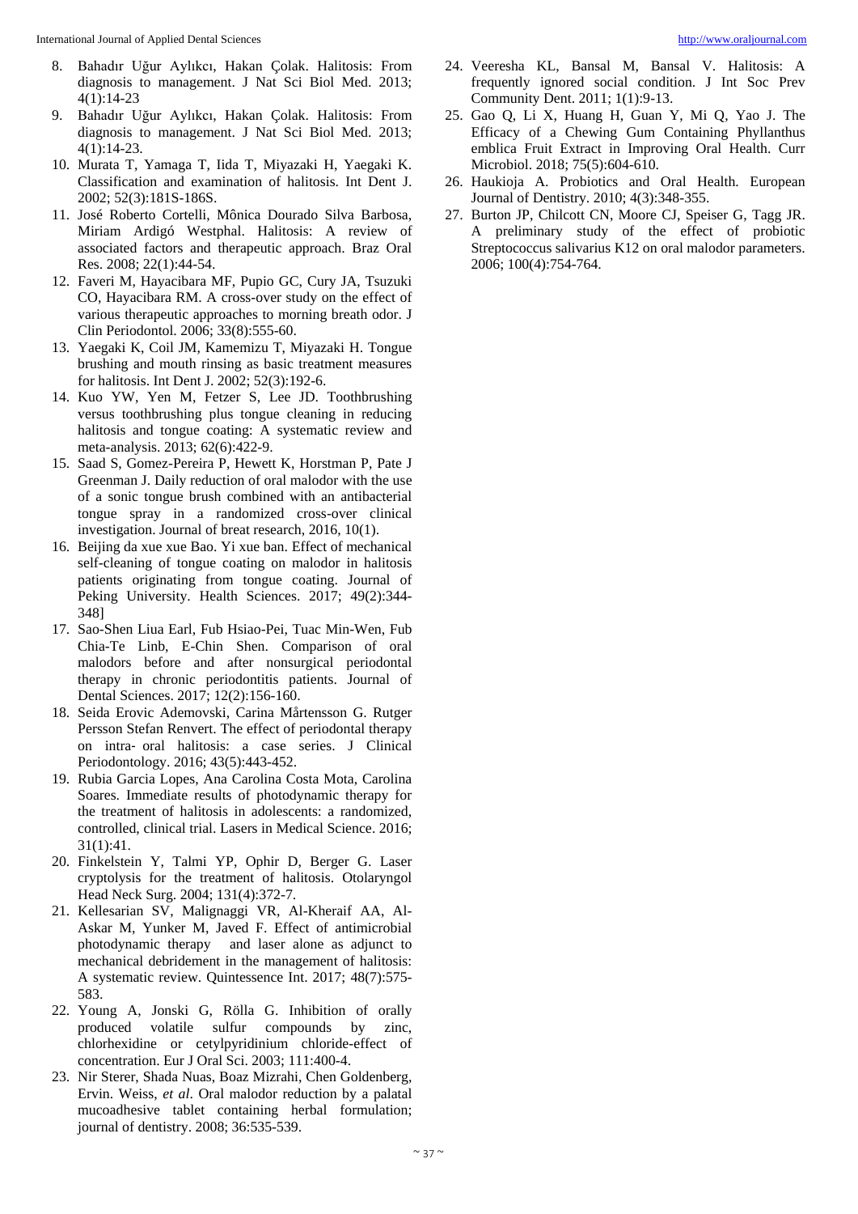8. Bahadır Uğur Aylıkcı, Hakan Çolak. Halitosis: From diagnosis to management. J Nat Sci Biol Med. 2013; 4(1):14-23
9. Bahadır Uğur Aylıkcı, Hakan Çolak. Halitosis: From diagnosis to management. J Nat Sci Biol Med. 2013; 4(1):14-23.
10. Murata T, Yamaga T, Iida T, Miyazaki H, Yaegaki K. Classification and examination of halitosis. Int Dent J. 2002; 52(3):181S-186S.
11. José Roberto Cortelli, Mônica Dourado Silva Barbosa, Miriam Ardigó Westphal. Halitosis: A review of associated factors and therapeutic approach. Braz Oral Res. 2008; 22(1):44-54.
12. Faveri M, Hayacibara MF, Pupio GC, Cury JA, Tsuzuki CO, Hayacibara RM. A cross-over study on the effect of various therapeutic approaches to morning breath odor. J Clin Periodontol. 2006; 33(8):555-60.
13. Yaegaki K, Coil JM, Kamemizu T, Miyazaki H. Tongue brushing and mouth rinsing as basic treatment measures for halitosis. Int Dent J. 2002; 52(3):192-6.
14. Kuo YW, Yen M, Fetzer S, Lee JD. Toothbrushing versus toothbrushing plus tongue cleaning in reducing halitosis and tongue coating: A systematic review and meta-analysis. 2013; 62(6):422-9.
15. Saad S, Gomez-Pereira P, Hewett K, Horstman P, Pate J Greenman J. Daily reduction of oral malodor with the use of a sonic tongue brush combined with an antibacterial tongue spray in a randomized cross-over clinical investigation. Journal of breat research, 2016, 10(1).
16. Beijing da xue xue Bao. Yi xue ban. Effect of mechanical self-cleaning of tongue coating on malodor in halitosis patients originating from tongue coating. Journal of Peking University. Health Sciences. 2017; 49(2):344-348]
17. Sao-Shen Liua Earl, Fub Hsiao-Pei, Tuac Min-Wen, Fub Chia-Te Linb, E-Chin Shen. Comparison of oral malodors before and after nonsurgical periodontal therapy in chronic periodontitis patients. Journal of Dental Sciences. 2017; 12(2):156-160.
18. Seida Erovic Ademovski, Carina Mårtensson G. Rutger Persson Stefan Renvert. The effect of periodontal therapy on intra‐ oral halitosis: a case series. J Clinical Periodontology. 2016; 43(5):443-452.
19. Rubia Garcia Lopes, Ana Carolina Costa Mota, Carolina Soares. Immediate results of photodynamic therapy for the treatment of halitosis in adolescents: a randomized, controlled, clinical trial. Lasers in Medical Science. 2016; 31(1):41.
20. Finkelstein Y, Talmi YP, Ophir D, Berger G. Laser cryptolysis for the treatment of halitosis. Otolaryngol Head Neck Surg. 2004; 131(4):372-7.
21. Kellesarian SV, Malignaggi VR, Al-Kheraif AA, Al-Askar M, Yunker M, Javed F. Effect of antimicrobial photodynamic therapy and laser alone as adjunct to mechanical debridement in the management of halitosis: A systematic review. Quintessence Int. 2017; 48(7):575-583.
22. Young A, Jonski G, Rölla G. Inhibition of orally produced volatile sulfur compounds by zinc, chlorhexidine or cetylpyridinium chloride-effect of concentration. Eur J Oral Sci. 2003; 111:400-4.
23. Nir Sterer, Shada Nuas, Boaz Mizrahi, Chen Goldenberg, Ervin. Weiss, *et al*. Oral malodor reduction by a palatal mucoadhesive tablet containing herbal formulation; journal of dentistry. 2008; 36:535-539.
24. Veeresha KL, Bansal M, Bansal V. Halitosis: A frequently ignored social condition. J Int Soc Prev Community Dent. 2011; 1(1):9-13.
25. Gao Q, Li X, Huang H, Guan Y, Mi Q, Yao J. The Efficacy of a Chewing Gum Containing Phyllanthus emblica Fruit Extract in Improving Oral Health. Curr Microbiol. 2018; 75(5):604-610.
26. Haukioja A. Probiotics and Oral Health. European Journal of Dentistry. 2010; 4(3):348-355.
27. Burton JP, Chilcott CN, Moore CJ, Speiser G, Tagg JR. A preliminary study of the effect of probiotic Streptococcus salivarius K12 on oral malodor parameters. 2006; 100(4):754-764.